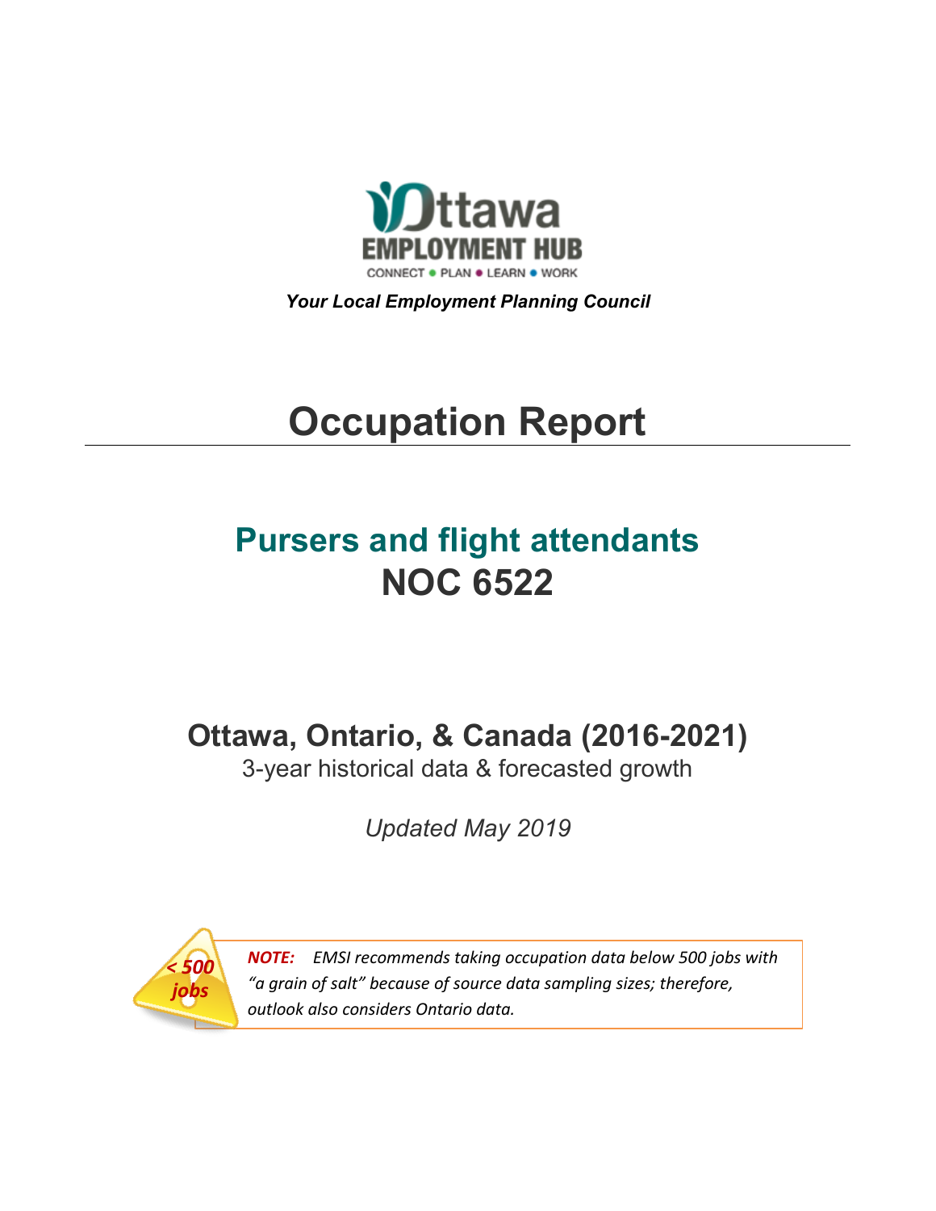Ottawa
EMPLOYMENT HUB
CONNECT • PLAN • LEARN • WORK

***Your Local Employment Planning Council***

# Occupation Report

## Pursers and flight attendants
## NOC 6522

### Ottawa, Ontario, & Canada (2016-2021)

3-year historical data & forecasted growth

*Updated May 2019*

*< 500 jobs*

***NOTE:*** *EMSI recommends taking occupation data below 500 jobs with "a grain of salt" because of source data sampling sizes; therefore, outlook also considers Ontario data.*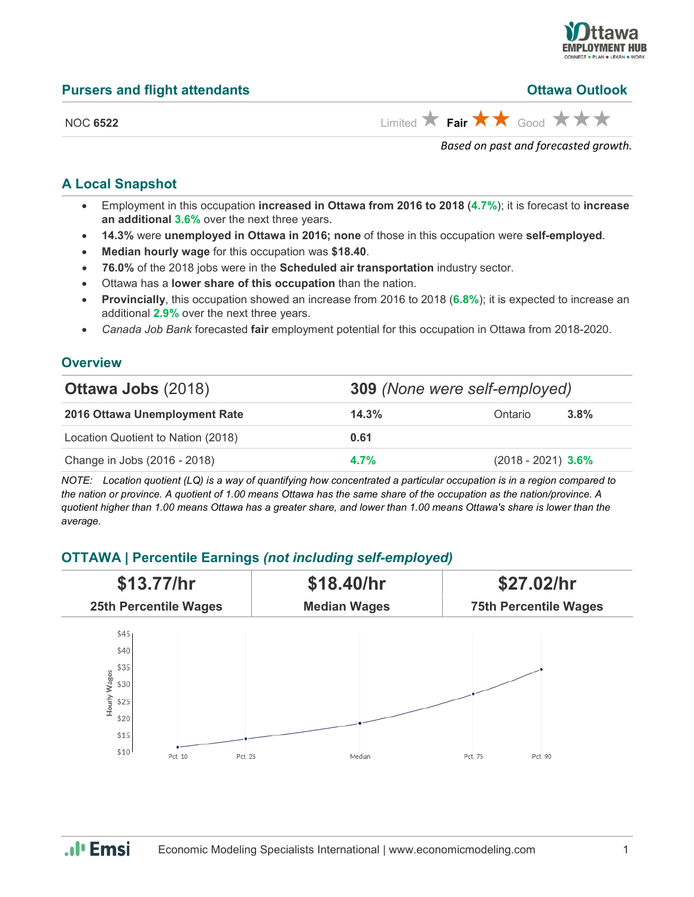## Pursers and flight attendants

**Ottawa Outlook**

NOC **6522**

Limited ★ **Fair ★★** Good ★★★

*Based on past and forecasted growth.*

### A Local Snapshot

- Employment in this occupation **increased in Ottawa from 2016 to 2018** (**4.7%**); it is forecast to **increase an additional 3.6%** over the next three years.
- **14.3%** were **unemployed in Ottawa in 2016; none** of those in this occupation were **self-employed**.
- **Median hourly wage** for this occupation was **$18.40**.
- **76.0%** of the 2018 jobs were in the **Scheduled air transportation** industry sector.
- Ottawa has a **lower share of this occupation** than the nation.
- **Provincially**, this occupation showed an increase from 2016 to 2018 (**6.8%**); it is expected to increase an additional **2.9%** over the next three years.
- *Canada Job Bank* forecasted **fair** employment potential for this occupation in Ottawa from 2018-2020.

### Overview

| **Ottawa Jobs** (2018) | **309** *(None were self-employed)* | | |
|---|---|---|---|
| **2016 Ottawa Unemployment Rate** | **14.3%** | Ontario | **3.8%** |
| Location Quotient to Nation (2018) | **0.61** | | |
| Change in Jobs (2016 - 2018) | **4.7%** | (2018 - 2021) | **3.6%** |

*NOTE: Location quotient (LQ) is a way of quantifying how concentrated a particular occupation is in a region compared to the nation or province. A quotient of 1.00 means Ottawa has the same share of the occupation as the nation/province. A quotient higher than 1.00 means Ottawa has a greater share, and lower than 1.00 means Ottawa's share is lower than the average.*

### OTTAWA | Percentile Earnings *(not including self-employed)*

| **$13.77/hr** | **$18.40/hr** | **$27.02/hr** |
|---|---|---|
| **25th Percentile Wages** | **Median Wages** | **75th Percentile Wages** |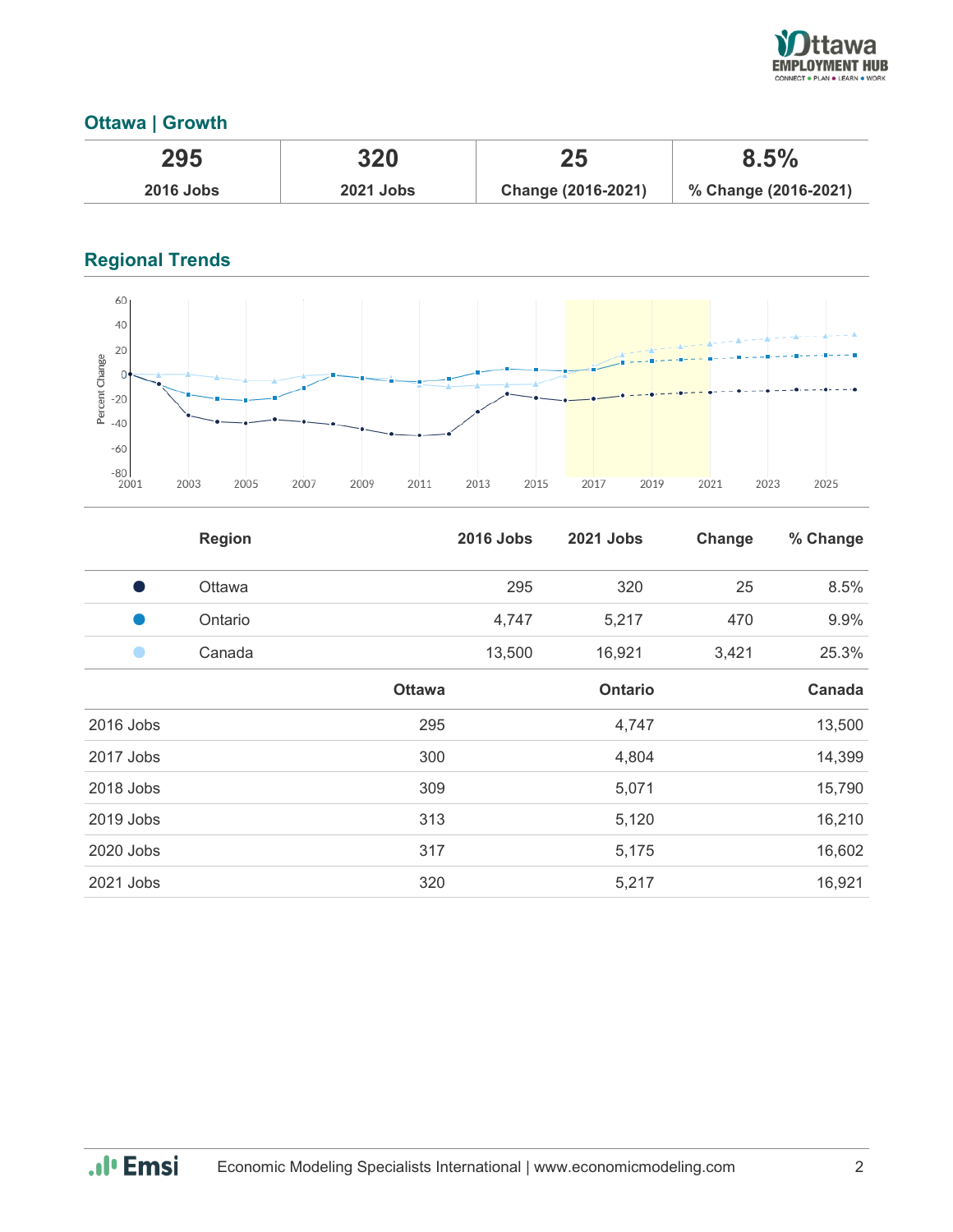## Ottawa | Growth

| 295 | 320 | 25 | 8.5% |
|---|---|---|---|
| 2016 Jobs | 2021 Jobs | Change (2016-2021) | % Change (2016-2021) |

## Regional Trends

| Region | 2016 Jobs | 2021 Jobs | Change | % Change |
|---|---|---|---|---|
| Ottawa | 295 | 320 | 25 | 8.5% |
| Ontario | 4,747 | 5,217 | 470 | 9.9% |
| Canada | 13,500 | 16,921 | 3,421 | 25.3% |

| | Ottawa | Ontario | Canada |
|---|---|---|---|
| 2016 Jobs | 295 | 4,747 | 13,500 |
| 2017 Jobs | 300 | 4,804 | 14,399 |
| 2018 Jobs | 309 | 5,071 | 15,790 |
| 2019 Jobs | 313 | 5,120 | 16,210 |
| 2020 Jobs | 317 | 5,175 | 16,602 |
| 2021 Jobs | 320 | 5,217 | 16,921 |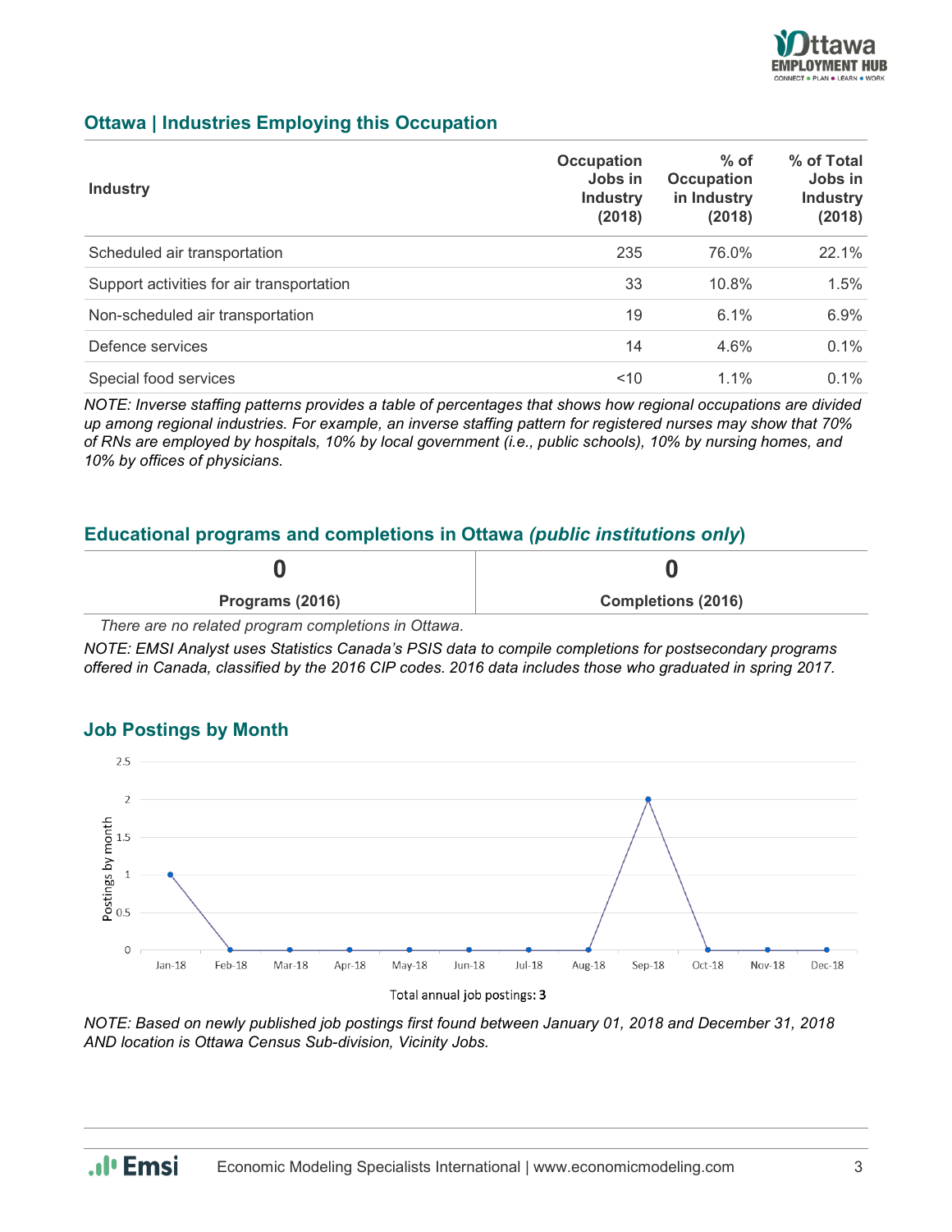## Ottawa | Industries Employing this Occupation

| Industry | Occupation Jobs in Industry (2018) | % of Occupation in Industry (2018) | % of Total Jobs in Industry (2018) |
|---|---|---|---|
| Scheduled air transportation | 235 | 76.0% | 22.1% |
| Support activities for air transportation | 33 | 10.8% | 1.5% |
| Non-scheduled air transportation | 19 | 6.1% | 6.9% |
| Defence services | 14 | 4.6% | 0.1% |
| Special food services | <10 | 1.1% | 0.1% |

*NOTE: Inverse staffing patterns provides a table of percentages that shows how regional occupations are divided up among regional industries. For example, an inverse staffing pattern for registered nurses may show that 70% of RNs are employed by hospitals, 10% by local government (i.e., public schools), 10% by nursing homes, and 10% by offices of physicians.*

## Educational programs and completions in Ottawa *(public institutions only)*

| 0 | 0 |
|---|---|
| **Programs (2016)** | **Completions (2016)** |

*There are no related program completions in Ottawa.*

*NOTE: EMSI Analyst uses Statistics Canada's PSIS data to compile completions for postsecondary programs offered in Canada, classified by the 2016 CIP codes. 2016 data includes those who graduated in spring 2017.*

## Job Postings by Month

| Month | Postings by month |
|---|---|
| Jan-18 | 1 |
| Feb-18 | 0 |
| Mar-18 | 0 |
| Apr-18 | 0 |
| May-18 | 0 |
| Jun-18 | 0 |
| Jul-18 | 0 |
| Aug-18 | 0 |
| Sep-18 | 2 |
| Oct-18 | 0 |
| Nov-18 | 0 |
| Dec-18 | 0 |

Total annual job postings: **3**

*NOTE: Based on newly published job postings first found between January 01, 2018 and December 31, 2018 AND location is Ottawa Census Sub-division, Vicinity Jobs.*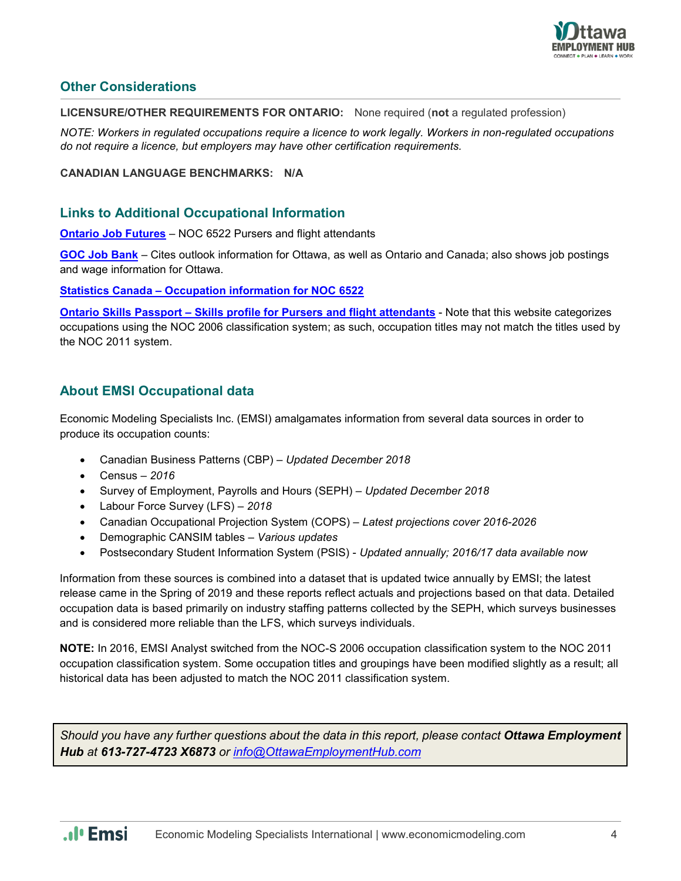## Other Considerations

**LICENSURE/OTHER REQUIREMENTS FOR ONTARIO:** None required (**not** a regulated profession)

*NOTE: Workers in regulated occupations require a licence to work legally. Workers in non-regulated occupations do not require a licence, but employers may have other certification requirements.*

**CANADIAN LANGUAGE BENCHMARKS: N/A**

## Links to Additional Occupational Information

**Ontario Job Futures** – NOC 6522 Pursers and flight attendants

**GOC Job Bank** – Cites outlook information for Ottawa, as well as Ontario and Canada; also shows job postings and wage information for Ottawa.

**Statistics Canada – Occupation information for NOC 6522**

**Ontario Skills Passport – Skills profile for Pursers and flight attendants** - Note that this website categorizes occupations using the NOC 2006 classification system; as such, occupation titles may not match the titles used by the NOC 2011 system.

## About EMSI Occupational data

Economic Modeling Specialists Inc. (EMSI) amalgamates information from several data sources in order to produce its occupation counts:

- Canadian Business Patterns (CBP) – *Updated December 2018*
- Census – *2016*
- Survey of Employment, Payrolls and Hours (SEPH) – *Updated December 2018*
- Labour Force Survey (LFS) – *2018*
- Canadian Occupational Projection System (COPS) – *Latest projections cover 2016-2026*
- Demographic CANSIM tables – *Various updates*
- Postsecondary Student Information System (PSIS) - *Updated annually; 2016/17 data available now*

Information from these sources is combined into a dataset that is updated twice annually by EMSI; the latest release came in the Spring of 2019 and these reports reflect actuals and projections based on that data. Detailed occupation data is based primarily on industry staffing patterns collected by the SEPH, which surveys businesses and is considered more reliable than the LFS, which surveys individuals.

**NOTE:** In 2016, EMSI Analyst switched from the NOC-S 2006 occupation classification system to the NOC 2011 occupation classification system. Some occupation titles and groupings have been modified slightly as a result; all historical data has been adjusted to match the NOC 2011 classification system.

*Should you have any further questions about the data in this report, please contact **Ottawa Employment Hub** at **613-727-4723 X6873** or info@OttawaEmploymentHub.com*